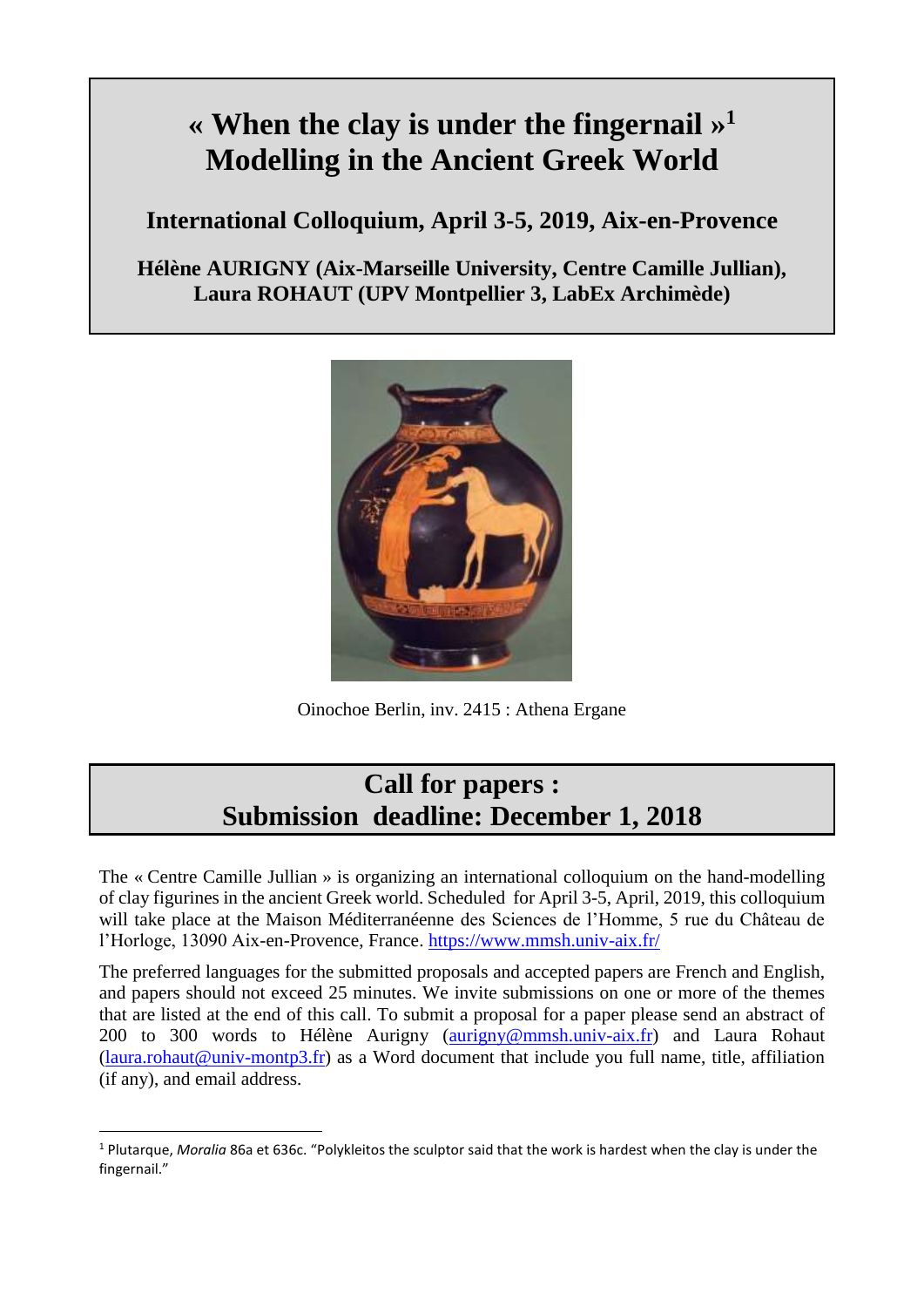# « When the clay is under the fingernail »[1] Modelling in the Ancient Greek World

**International Colloquium, April 3-5, 2019, Aix-en-Provence**

**Hélène AURIGNY (Aix-Marseille University, Centre Camille Jullian), Laura ROHAUT (UPV Montpellier 3, LabEx Archimède)**

Oinochoe Berlin, inv. 2415 : Athena Ergane

## Call for papers : Submission deadline: December 1, 2018

The « Centre Camille Jullian » is organizing an international colloquium on the hand-modelling of clay figurines in the ancient Greek world. Scheduled for April 3-5, April, 2019, this colloquium will take place at the Maison Méditerranéenne des Sciences de l'Homme, 5 rue du Château de l'Horloge, 13090 Aix-en-Provence, France. [https://www.mmsh.univ-aix.fr/](https://www.mmsh.univ-aix.fr/)

The preferred languages for the submitted proposals and accepted papers are French and English, and papers should not exceed 25 minutes. We invite submissions on one or more of the themes that are listed at the end of this call. To submit a proposal for a paper please send an abstract of 200 to 300 words to Hélène Aurigny (aurigny@mmsh.univ-aix.fr) and Laura Rohaut (laura.rohaut@univ-montp3.fr) as a Word document that include you full name, title, affiliation (if any), and email address.

---

[1] Plutarque, *Moralia* 86a et 636c. "Polykleitos the sculptor said that the work is hardest when the clay is under the fingernail."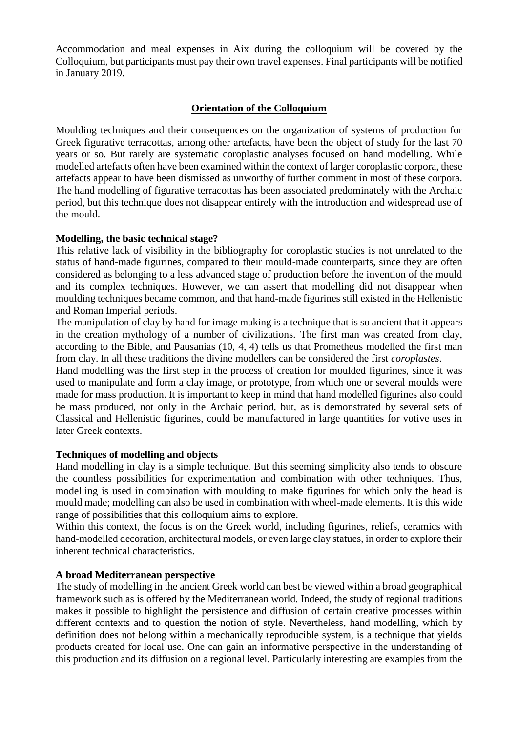Accommodation and meal expenses in Aix during the colloquium will be covered by the Colloquium, but participants must pay their own travel expenses. Final participants will be notified in January 2019.

## Orientation of the Colloquium

Moulding techniques and their consequences on the organization of systems of production for Greek figurative terracottas, among other artefacts, have been the object of study for the last 70 years or so. But rarely are systematic coroplastic analyses focused on hand modelling. While modelled artefacts often have been examined within the context of larger coroplastic corpora, these artefacts appear to have been dismissed as unworthy of further comment in most of these corpora. The hand modelling of figurative terracottas has been associated predominately with the Archaic period, but this technique does not disappear entirely with the introduction and widespread use of the mould.

### Modelling, the basic technical stage?

This relative lack of visibility in the bibliography for coroplastic studies is not unrelated to the status of hand-made figurines, compared to their mould-made counterparts, since they are often considered as belonging to a less advanced stage of production before the invention of the mould and its complex techniques. However, we can assert that modelling did not disappear when moulding techniques became common, and that hand-made figurines still existed in the Hellenistic and Roman Imperial periods.

The manipulation of clay by hand for image making is a technique that is so ancient that it appears in the creation mythology of a number of civilizations. The first man was created from clay, according to the Bible, and Pausanias (10, 4, 4) tells us that Prometheus modelled the first man from clay. In all these traditions the divine modellers can be considered the first *coroplastes*.

Hand modelling was the first step in the process of creation for moulded figurines, since it was used to manipulate and form a clay image, or prototype, from which one or several moulds were made for mass production. It is important to keep in mind that hand modelled figurines also could be mass produced, not only in the Archaic period, but, as is demonstrated by several sets of Classical and Hellenistic figurines, could be manufactured in large quantities for votive uses in later Greek contexts.

### Techniques of modelling and objects

Hand modelling in clay is a simple technique. But this seeming simplicity also tends to obscure the countless possibilities for experimentation and combination with other techniques. Thus, modelling is used in combination with moulding to make figurines for which only the head is mould made; modelling can also be used in combination with wheel-made elements. It is this wide range of possibilities that this colloquium aims to explore.

Within this context, the focus is on the Greek world, including figurines, reliefs, ceramics with hand-modelled decoration, architectural models, or even large clay statues, in order to explore their inherent technical characteristics.

### A broad Mediterranean perspective

The study of modelling in the ancient Greek world can best be viewed within a broad geographical framework such as is offered by the Mediterranean world. Indeed, the study of regional traditions makes it possible to highlight the persistence and diffusion of certain creative processes within different contexts and to question the notion of style. Nevertheless, hand modelling, which by definition does not belong within a mechanically reproducible system, is a technique that yields products created for local use. One can gain an informative perspective in the understanding of this production and its diffusion on a regional level. Particularly interesting are examples from the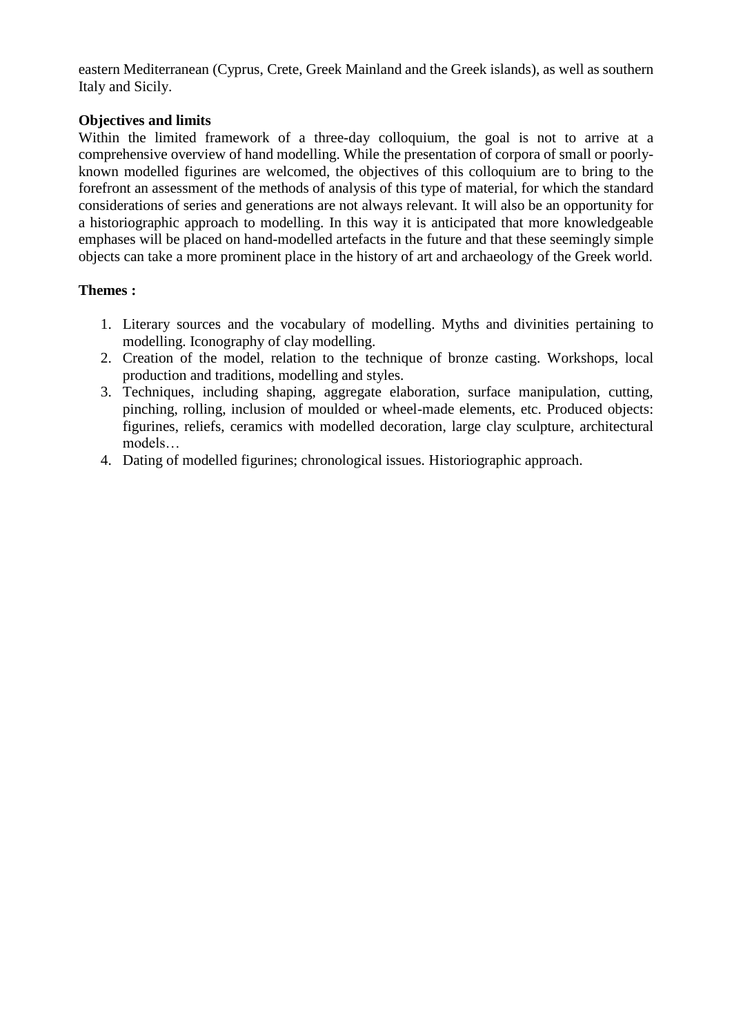eastern Mediterranean (Cyprus, Crete, Greek Mainland and the Greek islands), as well as southern Italy and Sicily.

**Objectives and limits**

Within the limited framework of a three-day colloquium, the goal is not to arrive at a comprehensive overview of hand modelling. While the presentation of corpora of small or poorly-known modelled figurines are welcomed, the objectives of this colloquium are to bring to the forefront an assessment of the methods of analysis of this type of material, for which the standard considerations of series and generations are not always relevant. It will also be an opportunity for a historiographic approach to modelling. In this way it is anticipated that more knowledgeable emphases will be placed on hand-modelled artefacts in the future and that these seemingly simple objects can take a more prominent place in the history of art and archaeology of the Greek world.

**Themes :**

1. Literary sources and the vocabulary of modelling. Myths and divinities pertaining to modelling. Iconography of clay modelling.
2. Creation of the model, relation to the technique of bronze casting. Workshops, local production and traditions, modelling and styles.
3. Techniques, including shaping, aggregate elaboration, surface manipulation, cutting, pinching, rolling, inclusion of moulded or wheel-made elements, etc. Produced objects: figurines, reliefs, ceramics with modelled decoration, large clay sculpture, architectural models…
4. Dating of modelled figurines; chronological issues. Historiographic approach.